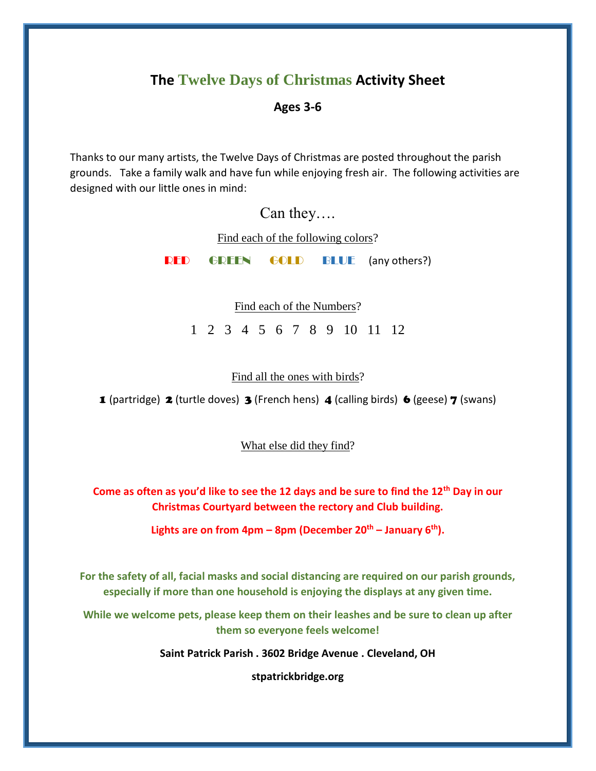# The Twelve Days of Christmas Activity Sheet

**Ages 3-6**

Thanks to our many artists, the Twelve Days of Christmas are posted throughout the parish grounds. Take a family walk and have fun while enjoying fresh air. The following activities are designed with our little ones in mind:

Can they….

Find each of the following colors?

RED GREEN GOLD BLUE (any others?)

Find each of the Numbers?

1 2 3 4 5 6 7 8 9 10 11 12

Find all the ones with birds?

**1** (partridge) **2** (turtle doves) **3** (French hens) **4** (calling birds) **6** (geese) **7** (swans)

What else did they find?

**Come as often as you'd like to see the 12 days and be sure to find the 12th Day in our Christmas Courtyard between the rectory and Club building.**

**Lights are on from 4pm – 8pm (December 20th – January 6th).**

**For the safety of all, facial masks and social distancing are required on our parish grounds, especially if more than one household is enjoying the displays at any given time.**

**While we welcome pets, please keep them on their leashes and be sure to clean up after them so everyone feels welcome!**

**Saint Patrick Parish . 3602 Bridge Avenue . Cleveland, OH**

**stpatrickbridge.org**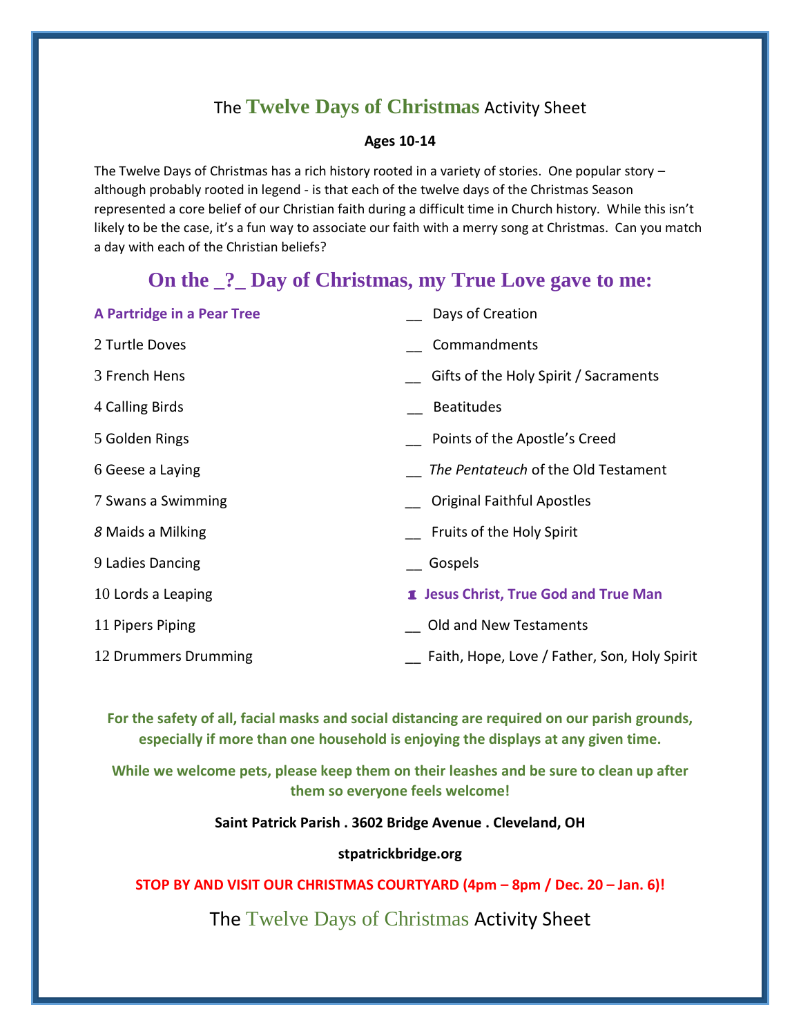# The **Twelve Days of Christmas** Activity Sheet

**Ages 10-14**

The Twelve Days of Christmas has a rich history rooted in a variety of stories. One popular story – although probably rooted in legend - is that each of the twelve days of the Christmas Season represented a core belief of our Christian faith during a difficult time in Church history. While this isn't likely to be the case, it's a fun way to associate our faith with a merry song at Christmas. Can you match a day with each of the Christian beliefs?

## On the _?_ Day of Christmas, my True Love gave to me:

| | |
|---|---|
| **A Partridge in a Pear Tree** | __ Days of Creation |
| 2 Turtle Doves | __ Commandments |
| 3 French Hens | __ Gifts of the Holy Spirit / Sacraments |
| 4 Calling Birds | __ Beatitudes |
| 5 Golden Rings | __ Points of the Apostle's Creed |
| 6 Geese a Laying | __ *The Pentateuch* of the Old Testament |
| 7 Swans a Swimming | __ Original Faithful Apostles |
| *8* Maids a Milking | __ Fruits of the Holy Spirit |
| 9 Ladies Dancing | __ Gospels |
| 10 Lords a Leaping | **1 Jesus Christ, True God and True Man** |
| 11 Pipers Piping | __ Old and New Testaments |
| 12 Drummers Drumming | __ Faith, Hope, Love / Father, Son, Holy Spirit |

**For the safety of all, facial masks and social distancing are required on our parish grounds, especially if more than one household is enjoying the displays at any given time.**

**While we welcome pets, please keep them on their leashes and be sure to clean up after them so everyone feels welcome!**

**Saint Patrick Parish . 3602 Bridge Avenue . Cleveland, OH**

**stpatrickbridge.org**

**STOP BY AND VISIT OUR CHRISTMAS COURTYARD (4pm – 8pm / Dec. 20 – Jan. 6)!**

The Twelve Days of Christmas Activity Sheet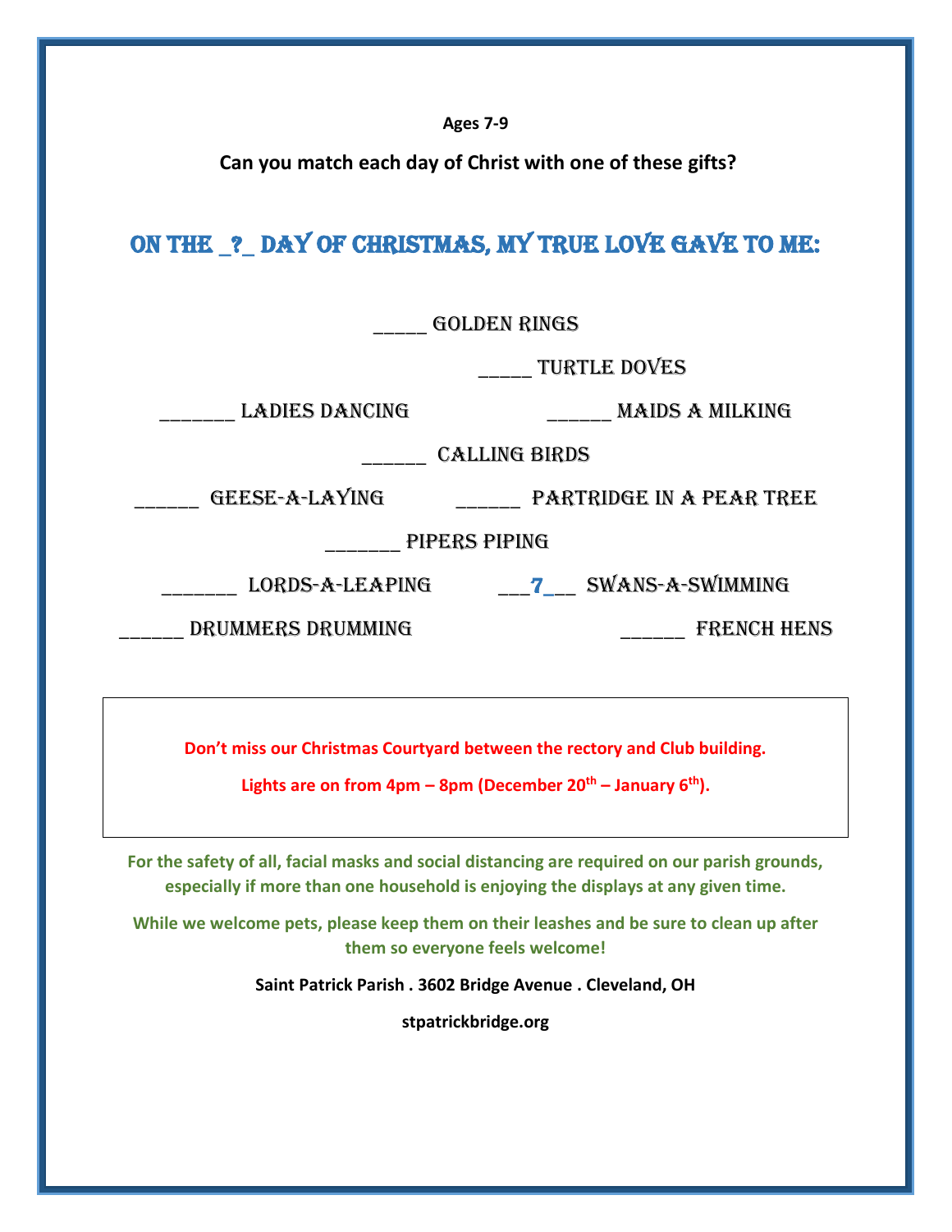**Ages 7-9**

**Can you match each day of Christ with one of these gifts?**

## ON THE _?_ DAY OF CHRISTMAS, MY TRUE LOVE GAVE TO ME:

_____ GOLDEN RINGS

_____ TURTLE DOVES

_______ LADIES DANCING

______ MAIDS A MILKING

______ CALLING BIRDS

______ GEESE-A-LAYING

______ PARTRIDGE IN A PEAR TREE

_______ PIPERS PIPING

_______ LORDS-A-LEAPING

___7___ SWANS-A-SWIMMING

______ DRUMMERS DRUMMING

______ FRENCH HENS

**Don't miss our Christmas Courtyard between the rectory and Club building.**

**Lights are on from 4pm – 8pm (December 20th – January 6th).**

**For the safety of all, facial masks and social distancing are required on our parish grounds, especially if more than one household is enjoying the displays at any given time.**

**While we welcome pets, please keep them on their leashes and be sure to clean up after them so everyone feels welcome!**

**Saint Patrick Parish . 3602 Bridge Avenue . Cleveland, OH**

**stpatrickbridge.org**